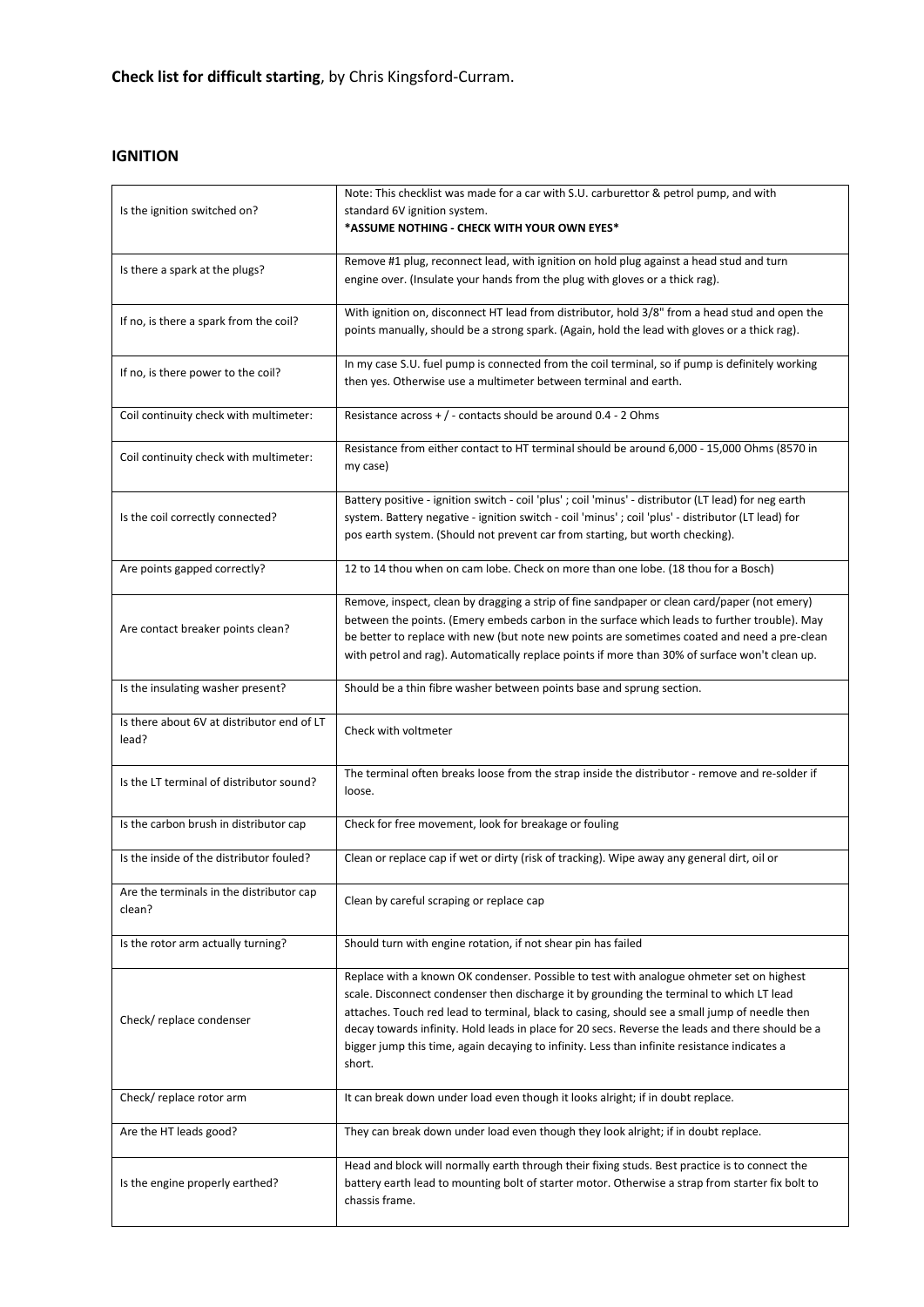**Check list for difficult starting**, by Chris Kingsford-Curram.

## IGNITION

| | |
|---|---|
| Is the ignition switched on? | Note: This checklist was made for a car with S.U. carburettor & petrol pump, and with standard 6V ignition system. **\*ASSUME NOTHING - CHECK WITH YOUR OWN EYES\*** |
| Is there a spark at the plugs? | Remove #1 plug, reconnect lead, with ignition on hold plug against a head stud and turn engine over. (Insulate your hands from the plug with gloves or a thick rag). |
| If no, is there a spark from the coil? | With ignition on, disconnect HT lead from distributor, hold 3/8" from a head stud and open the points manually, should be a strong spark. (Again, hold the lead with gloves or a thick rag). |
| If no, is there power to the coil? | In my case S.U. fuel pump is connected from the coil terminal, so if pump is definitely working then yes. Otherwise use a multimeter between terminal and earth. |
| Coil continuity check with multimeter: | Resistance across + / - contacts should be around 0.4 - 2 Ohms |
| Coil continuity check with multimeter: | Resistance from either contact to HT terminal should be around 6,000 - 15,000 Ohms (8570 in my case) |
| Is the coil correctly connected? | Battery positive - ignition switch - coil 'plus' ; coil 'minus' - distributor (LT lead) for neg earth system. Battery negative - ignition switch - coil 'minus' ; coil 'plus' - distributor (LT lead) for pos earth system. (Should not prevent car from starting, but worth checking). |
| Are points gapped correctly? | 12 to 14 thou when on cam lobe. Check on more than one lobe. (18 thou for a Bosch) |
| Are contact breaker points clean? | Remove, inspect, clean by dragging a strip of fine sandpaper or clean card/paper (not emery) between the points. (Emery embeds carbon in the surface which leads to further trouble). May be better to replace with new (but note new points are sometimes coated and need a pre-clean with petrol and rag). Automatically replace points if more than 30% of surface won't clean up. |
| Is the insulating washer present? | Should be a thin fibre washer between points base and sprung section. |
| Is there about 6V at distributor end of LT lead? | Check with voltmeter |
| Is the LT terminal of distributor sound? | The terminal often breaks loose from the strap inside the distributor - remove and re-solder if loose. |
| Is the carbon brush in distributor cap | Check for free movement, look for breakage or fouling |
| Is the inside of the distributor fouled? | Clean or replace cap if wet or dirty (risk of tracking). Wipe away any general dirt, oil or |
| Are the terminals in the distributor cap clean? | Clean by careful scraping or replace cap |
| Is the rotor arm actually turning? | Should turn with engine rotation, if not shear pin has failed |
| Check/ replace condenser | Replace with a known OK condenser. Possible to test with analogue ohmeter set on highest scale. Disconnect condenser then discharge it by grounding the terminal to which LT lead attaches. Touch red lead to terminal, black to casing, should see a small jump of needle then decay towards infinity. Hold leads in place for 20 secs. Reverse the leads and there should be a bigger jump this time, again decaying to infinity. Less than infinite resistance indicates a short. |
| Check/ replace rotor arm | It can break down under load even though it looks alright; if in doubt replace. |
| Are the HT leads good? | They can break down under load even though they look alright; if in doubt replace. |
| Is the engine properly earthed? | Head and block will normally earth through their fixing studs. Best practice is to connect the battery earth lead to mounting bolt of starter motor. Otherwise a strap from starter fix bolt to chassis frame. |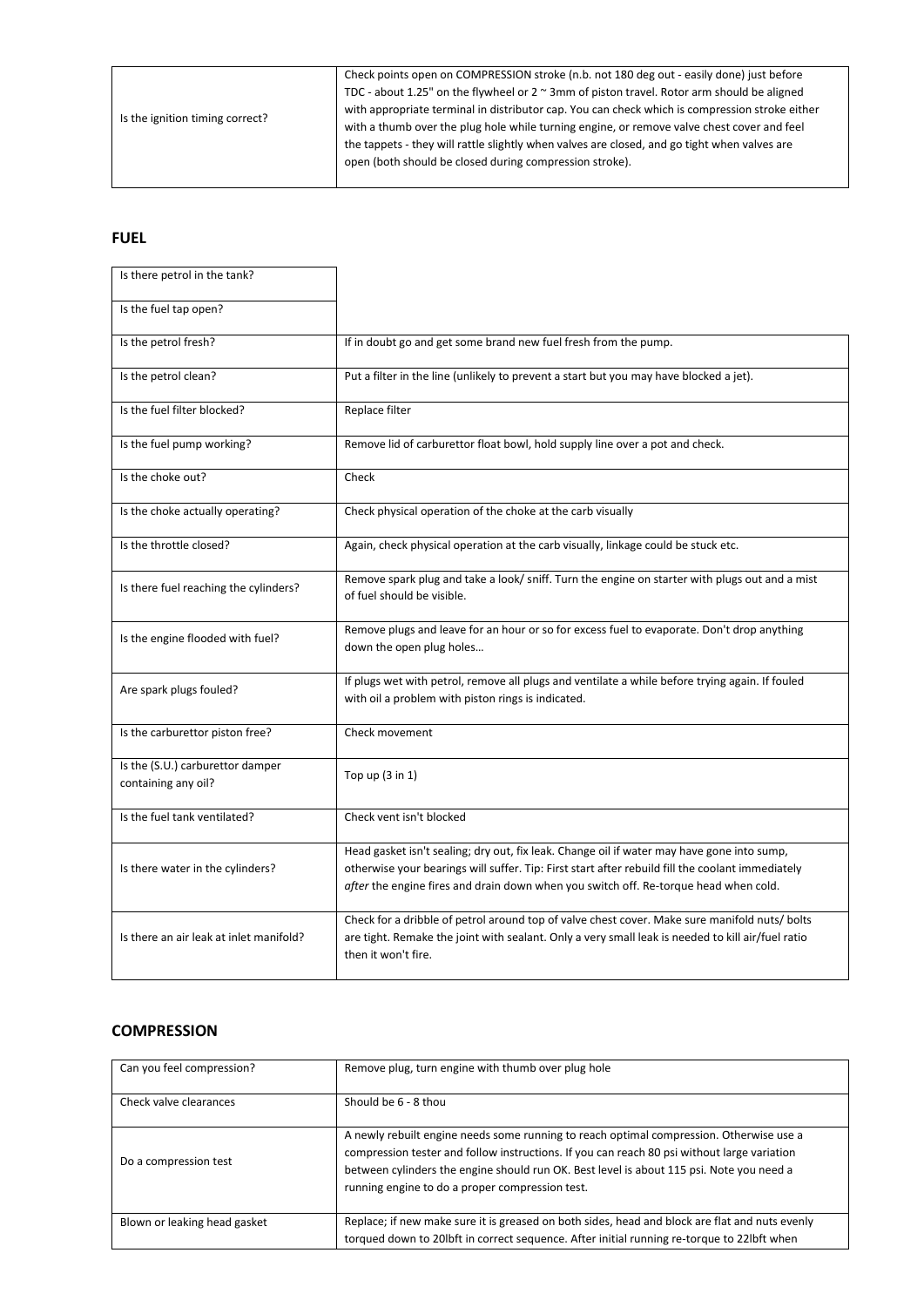| | |
|---|---|
| Is the ignition timing correct? | Check points open on COMPRESSION stroke (n.b. not 180 deg out - easily done) just before TDC - about 1.25" on the flywheel or 2 ~ 3mm of piston travel. Rotor arm should be aligned with appropriate terminal in distributor cap. You can check which is compression stroke either with a thumb over the plug hole while turning engine, or remove valve chest cover and feel the tappets - they will rattle slightly when valves are closed, and go tight when valves are open (both should be closed during compression stroke). |

## FUEL

| | |
|---|---|
| Is there petrol in the tank? | |
| Is the fuel tap open? | |
| Is the petrol fresh? | If in doubt go and get some brand new fuel fresh from the pump. |
| Is the petrol clean? | Put a filter in the line (unlikely to prevent a start but you may have blocked a jet). |
| Is the fuel filter blocked? | Replace filter |
| Is the fuel pump working? | Remove lid of carburettor float bowl, hold supply line over a pot and check. |
| Is the choke out? | Check |
| Is the choke actually operating? | Check physical operation of the choke at the carb visually |
| Is the throttle closed? | Again, check physical operation at the carb visually, linkage could be stuck etc. |
| Is there fuel reaching the cylinders? | Remove spark plug and take a look/ sniff. Turn the engine on starter with plugs out and a mist of fuel should be visible. |
| Is the engine flooded with fuel? | Remove plugs and leave for an hour or so for excess fuel to evaporate. Don't drop anything down the open plug holes… |
| Are spark plugs fouled? | If plugs wet with petrol, remove all plugs and ventilate a while before trying again. If fouled with oil a problem with piston rings is indicated. |
| Is the carburettor piston free? | Check movement |
| Is the (S.U.) carburettor damper containing any oil? | Top up (3 in 1) |
| Is the fuel tank ventilated? | Check vent isn't blocked |
| Is there water in the cylinders? | Head gasket isn't sealing; dry out, fix leak. Change oil if water may have gone into sump, otherwise your bearings will suffer. Tip: First start after rebuild fill the coolant immediately *after* the engine fires and drain down when you switch off. Re-torque head when cold. |
| Is there an air leak at inlet manifold? | Check for a dribble of petrol around top of valve chest cover. Make sure manifold nuts/ bolts are tight. Remake the joint with sealant. Only a very small leak is needed to kill air/fuel ratio then it won't fire. |

## COMPRESSION

| | |
|---|---|
| Can you feel compression? | Remove plug, turn engine with thumb over plug hole |
| Check valve clearances | Should be 6 - 8 thou |
| Do a compression test | A newly rebuilt engine needs some running to reach optimal compression. Otherwise use a compression tester and follow instructions. If you can reach 80 psi without large variation between cylinders the engine should run OK. Best level is about 115 psi. Note you need a running engine to do a proper compression test. |
| Blown or leaking head gasket | Replace; if new make sure it is greased on both sides, head and block are flat and nuts evenly torqued down to 20lbft in correct sequence. After initial running re-torque to 22lbft when |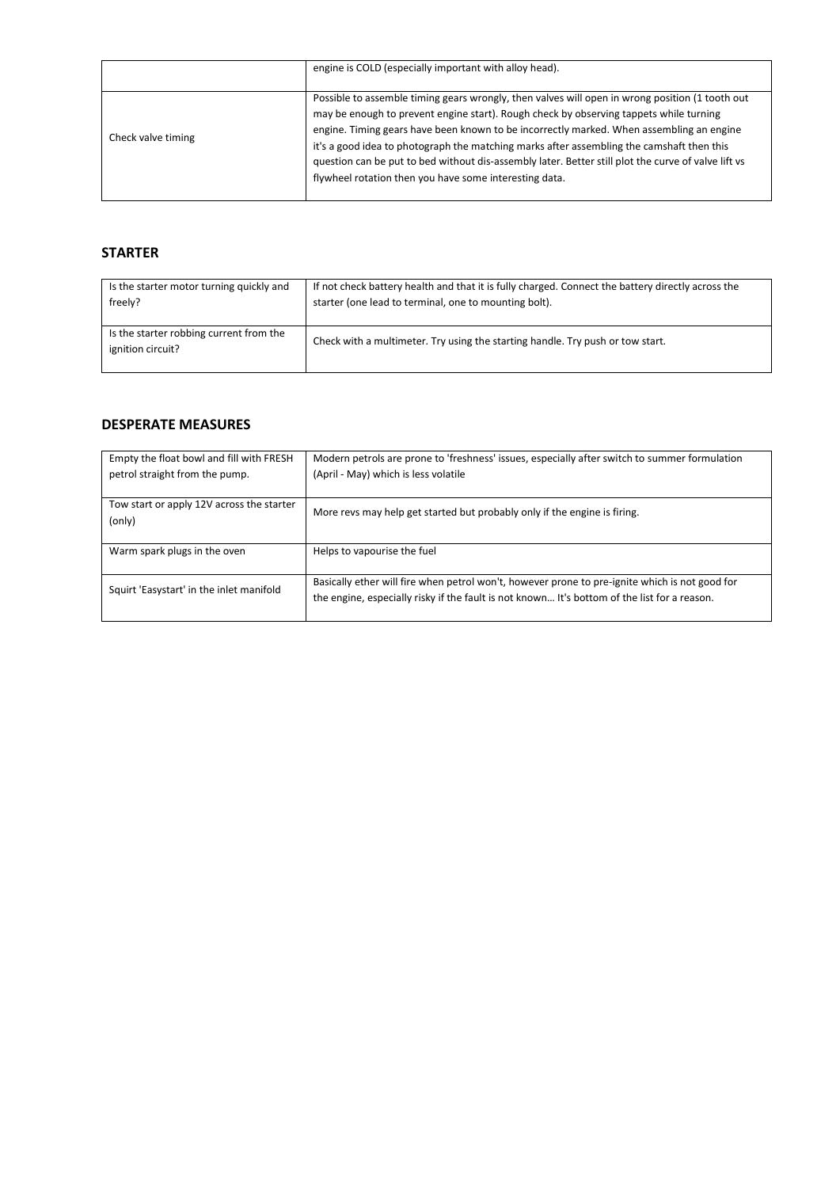| | |
|---|---|
| | engine is COLD (especially important with alloy head). |
| Check valve timing | Possible to assemble timing gears wrongly, then valves will open in wrong position (1 tooth out may be enough to prevent engine start). Rough check by observing tappets while turning engine. Timing gears have been known to be incorrectly marked. When assembling an engine it's a good idea to photograph the matching marks after assembling the camshaft then this question can be put to bed without dis-assembly later. Better still plot the curve of valve lift vs flywheel rotation then you have some interesting data. |

## STARTER

| | |
|---|---|
| Is the starter motor turning quickly and freely? | If not check battery health and that it is fully charged. Connect the battery directly across the starter (one lead to terminal, one to mounting bolt). |
| Is the starter robbing current from the ignition circuit? | Check with a multimeter. Try using the starting handle. Try push or tow start. |

## DESPERATE MEASURES

| | |
|---|---|
| Empty the float bowl and fill with FRESH petrol straight from the pump. | Modern petrols are prone to 'freshness' issues, especially after switch to summer formulation (April - May) which is less volatile |
| Tow start or apply 12V across the starter (only) | More revs may help get started but probably only if the engine is firing. |
| Warm spark plugs in the oven | Helps to vapourise the fuel |
| Squirt 'Easystart' in the inlet manifold | Basically ether will fire when petrol won't, however prone to pre-ignite which is not good for the engine, especially risky if the fault is not known… It's bottom of the list for a reason. |